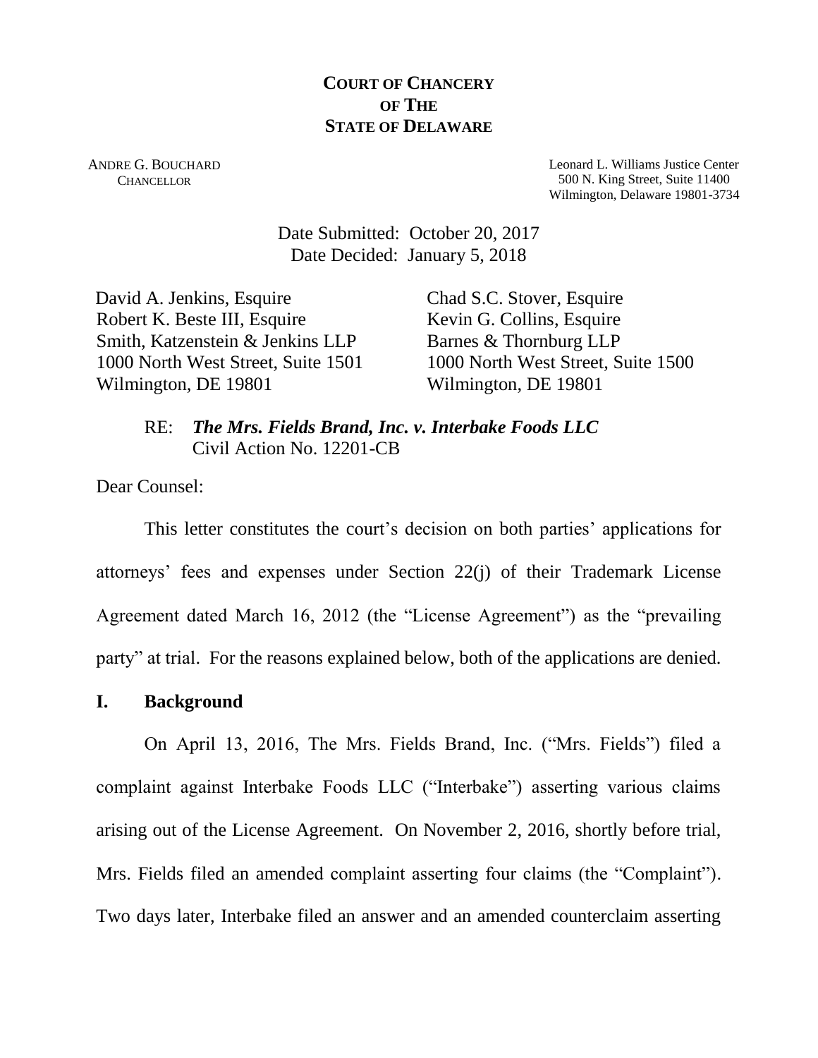**COURT OF CHANCERY**
**OF THE**
**STATE OF DELAWARE**

ANDRE G. BOUCHARD
CHANCELLOR

Leonard L. Williams Justice Center
500 N. King Street, Suite 11400
Wilmington, Delaware 19801-3734

Date Submitted: October 20, 2017
Date Decided: January 5, 2018

David A. Jenkins, Esquire
Robert K. Beste III, Esquire
Smith, Katzenstein & Jenkins LLP
1000 North West Street, Suite 1501
Wilmington, DE 19801

Chad S.C. Stover, Esquire
Kevin G. Collins, Esquire
Barnes & Thornburg LLP
1000 North West Street, Suite 1500
Wilmington, DE 19801

RE: ***The Mrs. Fields Brand, Inc. v. Interbake Foods LLC***
Civil Action No. 12201-CB

Dear Counsel:

This letter constitutes the court's decision on both parties' applications for attorneys' fees and expenses under Section 22(j) of their Trademark License Agreement dated March 16, 2012 (the "License Agreement") as the "prevailing party" at trial. For the reasons explained below, both of the applications are denied.

## I. Background

On April 13, 2016, The Mrs. Fields Brand, Inc. ("Mrs. Fields") filed a complaint against Interbake Foods LLC ("Interbake") asserting various claims arising out of the License Agreement. On November 2, 2016, shortly before trial, Mrs. Fields filed an amended complaint asserting four claims (the "Complaint"). Two days later, Interbake filed an answer and an amended counterclaim asserting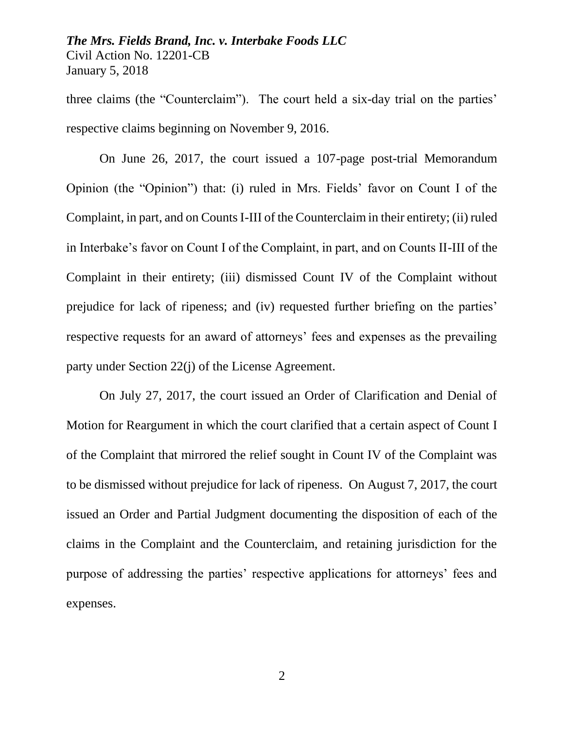three claims (the "Counterclaim"). The court held a six-day trial on the parties' respective claims beginning on November 9, 2016.

On June 26, 2017, the court issued a 107-page post-trial Memorandum Opinion (the "Opinion") that: (i) ruled in Mrs. Fields' favor on Count I of the Complaint, in part, and on Counts I-III of the Counterclaim in their entirety; (ii) ruled in Interbake's favor on Count I of the Complaint, in part, and on Counts II-III of the Complaint in their entirety; (iii) dismissed Count IV of the Complaint without prejudice for lack of ripeness; and (iv) requested further briefing on the parties' respective requests for an award of attorneys' fees and expenses as the prevailing party under Section 22(j) of the License Agreement.

On July 27, 2017, the court issued an Order of Clarification and Denial of Motion for Reargument in which the court clarified that a certain aspect of Count I of the Complaint that mirrored the relief sought in Count IV of the Complaint was to be dismissed without prejudice for lack of ripeness. On August 7, 2017, the court issued an Order and Partial Judgment documenting the disposition of each of the claims in the Complaint and the Counterclaim, and retaining jurisdiction for the purpose of addressing the parties' respective applications for attorneys' fees and expenses.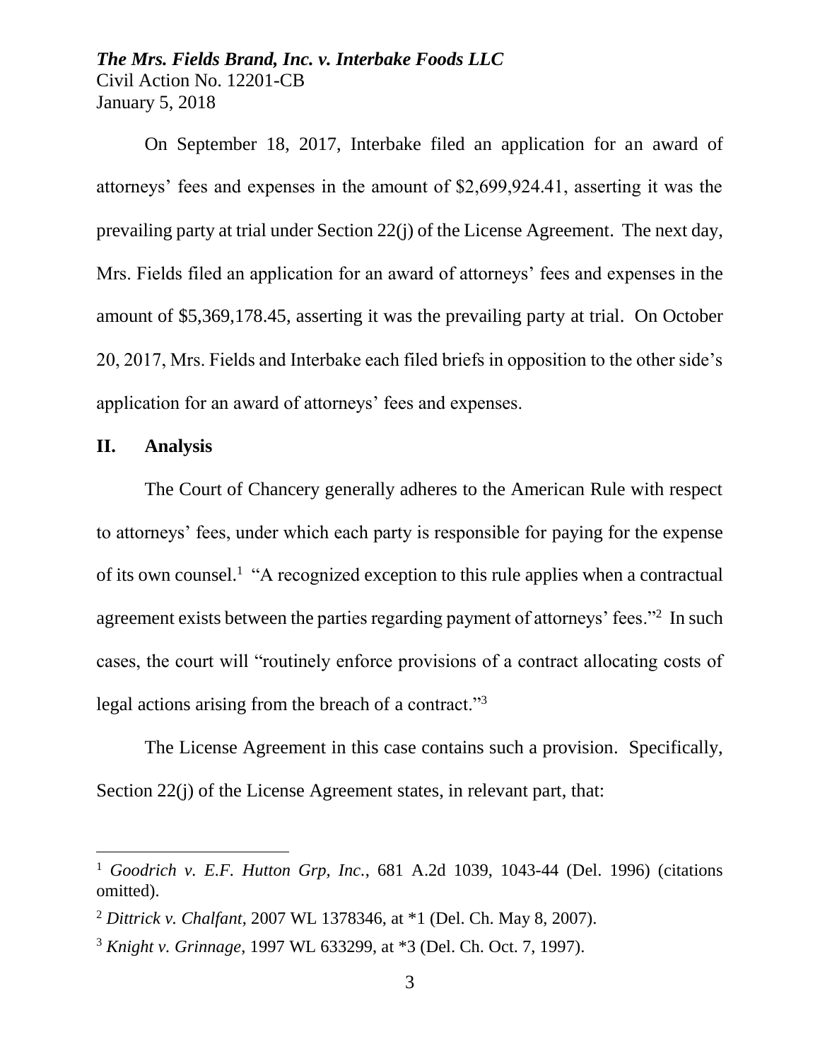On September 18, 2017, Interbake filed an application for an award of attorneys' fees and expenses in the amount of $2,699,924.41, asserting it was the prevailing party at trial under Section 22(j) of the License Agreement. The next day, Mrs. Fields filed an application for an award of attorneys' fees and expenses in the amount of $5,369,178.45, asserting it was the prevailing party at trial. On October 20, 2017, Mrs. Fields and Interbake each filed briefs in opposition to the other side's application for an award of attorneys' fees and expenses.

## II. Analysis

The Court of Chancery generally adheres to the American Rule with respect to attorneys' fees, under which each party is responsible for paying for the expense of its own counsel.[1] "A recognized exception to this rule applies when a contractual agreement exists between the parties regarding payment of attorneys' fees."[2] In such cases, the court will "routinely enforce provisions of a contract allocating costs of legal actions arising from the breach of a contract."[3]

The License Agreement in this case contains such a provision. Specifically, Section 22(j) of the License Agreement states, in relevant part, that:

---

[1] *Goodrich v. E.F. Hutton Grp, Inc.*, 681 A.2d 1039, 1043-44 (Del. 1996) (citations omitted).

[2] *Dittrick v. Chalfant*, 2007 WL 1378346, at *1 (Del. Ch. May 8, 2007).

[3] *Knight v. Grinnage*, 1997 WL 633299, at *3 (Del. Ch. Oct. 7, 1997).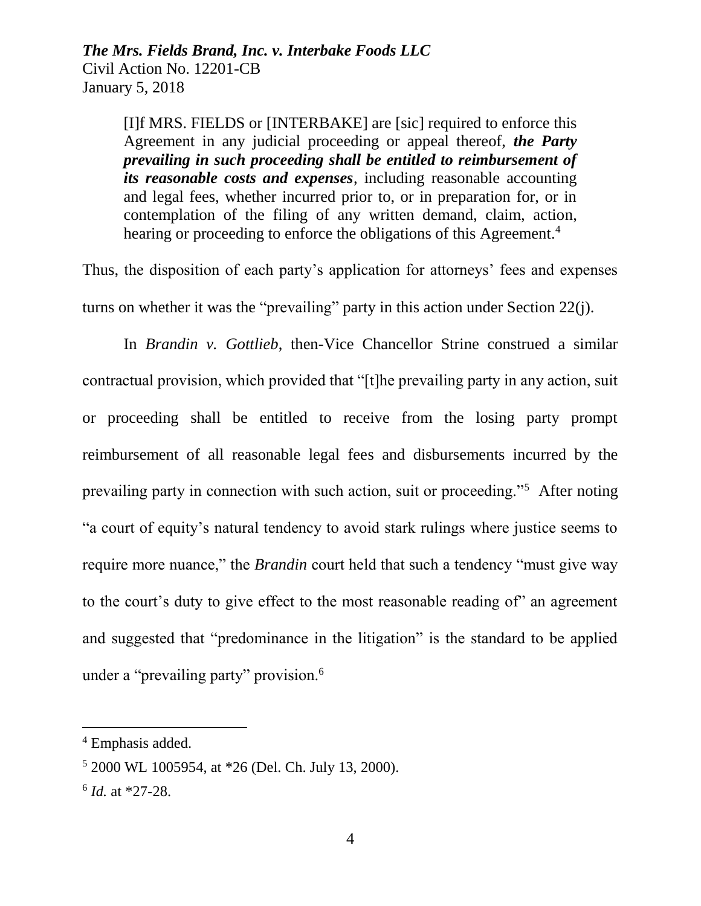> [I]f MRS. FIELDS or [INTERBAKE] are [sic] required to enforce this Agreement in any judicial proceeding or appeal thereof, ***the Party prevailing in such proceeding shall be entitled to reimbursement of its reasonable costs and expenses***, including reasonable accounting and legal fees, whether incurred prior to, or in preparation for, or in contemplation of the filing of any written demand, claim, action, hearing or proceeding to enforce the obligations of this Agreement.[4]

Thus, the disposition of each party's application for attorneys' fees and expenses turns on whether it was the "prevailing" party in this action under Section 22(j).

In *Brandin v. Gottlieb*, then-Vice Chancellor Strine construed a similar contractual provision, which provided that "[t]he prevailing party in any action, suit or proceeding shall be entitled to receive from the losing party prompt reimbursement of all reasonable legal fees and disbursements incurred by the prevailing party in connection with such action, suit or proceeding."[5] After noting "a court of equity's natural tendency to avoid stark rulings where justice seems to require more nuance," the *Brandin* court held that such a tendency "must give way to the court's duty to give effect to the most reasonable reading of" an agreement and suggested that "predominance in the litigation" is the standard to be applied under a "prevailing party" provision.[6]

---

[4] Emphasis added.

[5] 2000 WL 1005954, at *26 (Del. Ch. July 13, 2000).

[6] *Id.* at *27-28.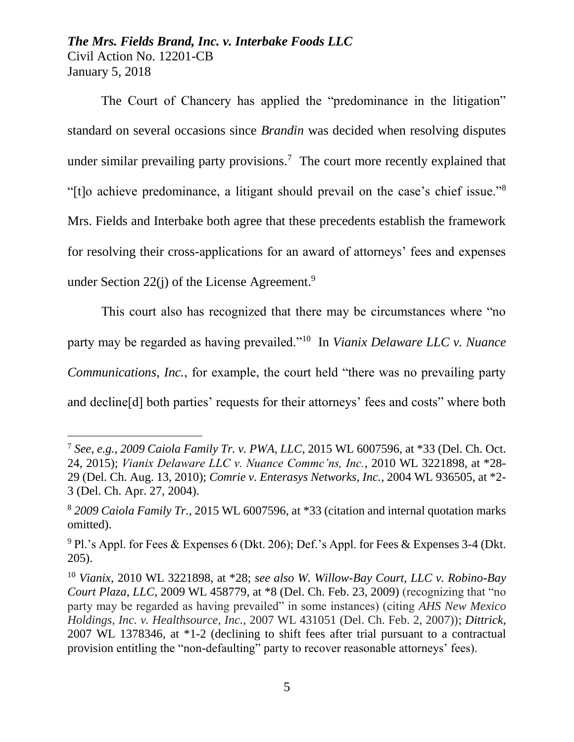The Court of Chancery has applied the "predominance in the litigation" standard on several occasions since *Brandin* was decided when resolving disputes under similar prevailing party provisions.[7] The court more recently explained that "[t]o achieve predominance, a litigant should prevail on the case's chief issue."[8] Mrs. Fields and Interbake both agree that these precedents establish the framework for resolving their cross-applications for an award of attorneys' fees and expenses under Section 22(j) of the License Agreement.[9]

This court also has recognized that there may be circumstances where "no party may be regarded as having prevailed."[10] In *Vianix Delaware LLC v. Nuance Communications, Inc.*, for example, the court held "there was no prevailing party and decline[d] both parties' requests for their attorneys' fees and costs" where both

---

[7] *See, e.g.*, *2009 Caiola Family Tr. v. PWA, LLC*, 2015 WL 6007596, at *33 (Del. Ch. Oct. 24, 2015); *Vianix Delaware LLC v. Nuance Commc'ns, Inc.*, 2010 WL 3221898, at *28-29 (Del. Ch. Aug. 13, 2010); *Comrie v. Enterasys Networks, Inc.*, 2004 WL 936505, at *2-3 (Del. Ch. Apr. 27, 2004).

[8] *2009 Caiola Family Tr.*, 2015 WL 6007596, at *33 (citation and internal quotation marks omitted).

[9] Pl.'s Appl. for Fees & Expenses 6 (Dkt. 206); Def.'s Appl. for Fees & Expenses 3-4 (Dkt. 205).

[10] *Vianix*, 2010 WL 3221898, at *28; *see also W. Willow-Bay Court, LLC v. Robino-Bay Court Plaza, LLC*, 2009 WL 458779, at *8 (Del. Ch. Feb. 23, 2009) (recognizing that "no party may be regarded as having prevailed" in some instances) (citing *AHS New Mexico Holdings, Inc. v. Healthsource, Inc.*, 2007 WL 431051 (Del. Ch. Feb. 2, 2007)); *Dittrick*, 2007 WL 1378346, at *1-2 (declining to shift fees after trial pursuant to a contractual provision entitling the "non-defaulting" party to recover reasonable attorneys' fees).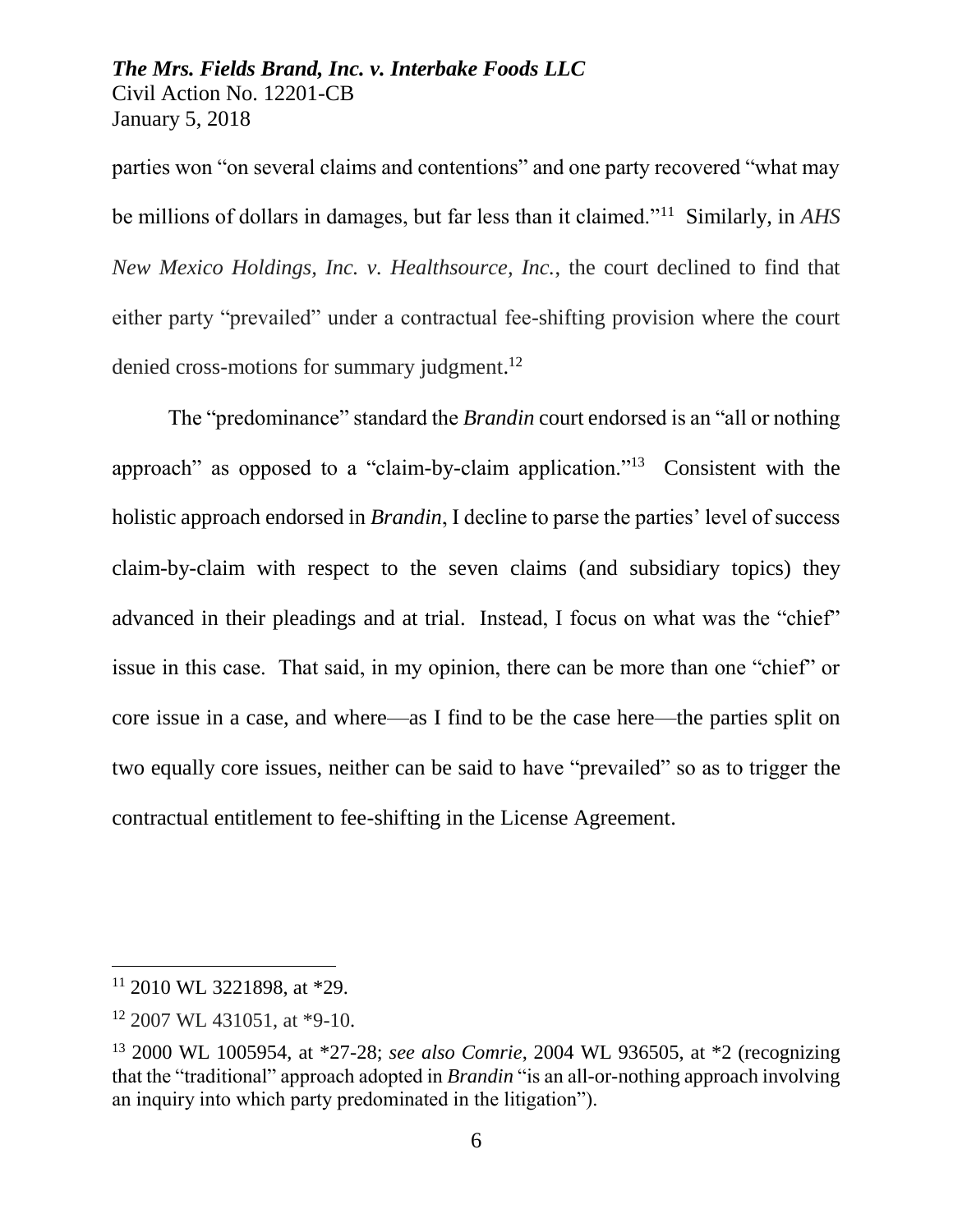parties won "on several claims and contentions" and one party recovered "what may be millions of dollars in damages, but far less than it claimed."[11] Similarly, in *AHS New Mexico Holdings, Inc. v. Healthsource, Inc.*, the court declined to find that either party "prevailed" under a contractual fee-shifting provision where the court denied cross-motions for summary judgment.[12]

The "predominance" standard the *Brandin* court endorsed is an "all or nothing approach" as opposed to a "claim-by-claim application."[13] Consistent with the holistic approach endorsed in *Brandin*, I decline to parse the parties' level of success claim-by-claim with respect to the seven claims (and subsidiary topics) they advanced in their pleadings and at trial. Instead, I focus on what was the "chief" issue in this case. That said, in my opinion, there can be more than one "chief" or core issue in a case, and where—as I find to be the case here—the parties split on two equally core issues, neither can be said to have "prevailed" so as to trigger the contractual entitlement to fee-shifting in the License Agreement.

---

[11] 2010 WL 3221898, at *29.

[12] 2007 WL 431051, at *9-10.

[13] 2000 WL 1005954, at *27-28; *see also Comrie*, 2004 WL 936505, at *2 (recognizing that the "traditional" approach adopted in *Brandin* "is an all-or-nothing approach involving an inquiry into which party predominated in the litigation").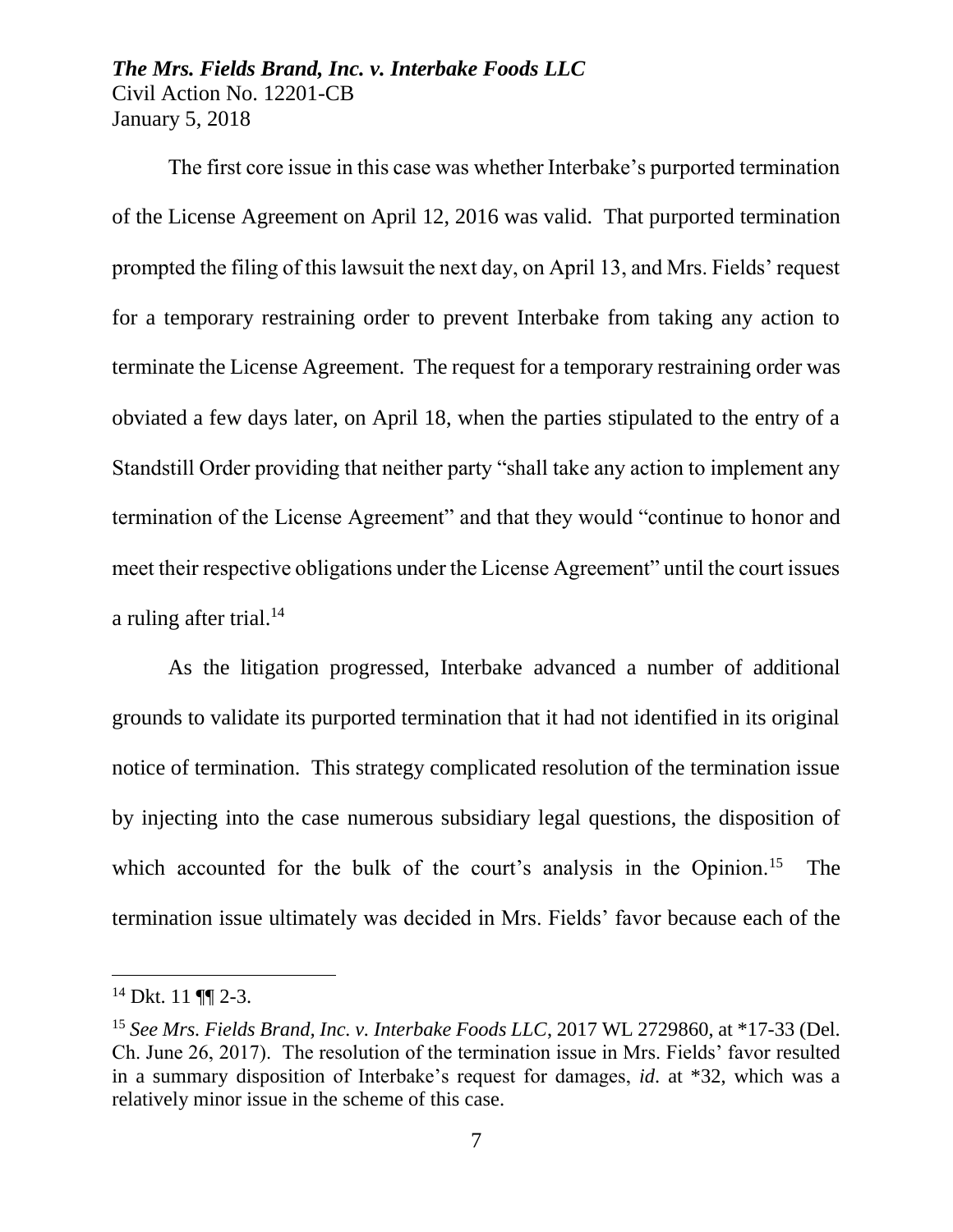The first core issue in this case was whether Interbake's purported termination of the License Agreement on April 12, 2016 was valid. That purported termination prompted the filing of this lawsuit the next day, on April 13, and Mrs. Fields' request for a temporary restraining order to prevent Interbake from taking any action to terminate the License Agreement. The request for a temporary restraining order was obviated a few days later, on April 18, when the parties stipulated to the entry of a Standstill Order providing that neither party "shall take any action to implement any termination of the License Agreement" and that they would "continue to honor and meet their respective obligations under the License Agreement" until the court issues a ruling after trial.[14]

As the litigation progressed, Interbake advanced a number of additional grounds to validate its purported termination that it had not identified in its original notice of termination. This strategy complicated resolution of the termination issue by injecting into the case numerous subsidiary legal questions, the disposition of which accounted for the bulk of the court's analysis in the Opinion.[15] The termination issue ultimately was decided in Mrs. Fields' favor because each of the

---

[14] Dkt. 11 ¶¶ 2-3.

[15] *See Mrs. Fields Brand, Inc. v. Interbake Foods LLC*, 2017 WL 2729860, at *17-33 (Del. Ch. June 26, 2017). The resolution of the termination issue in Mrs. Fields' favor resulted in a summary disposition of Interbake's request for damages, *id*. at *32, which was a relatively minor issue in the scheme of this case.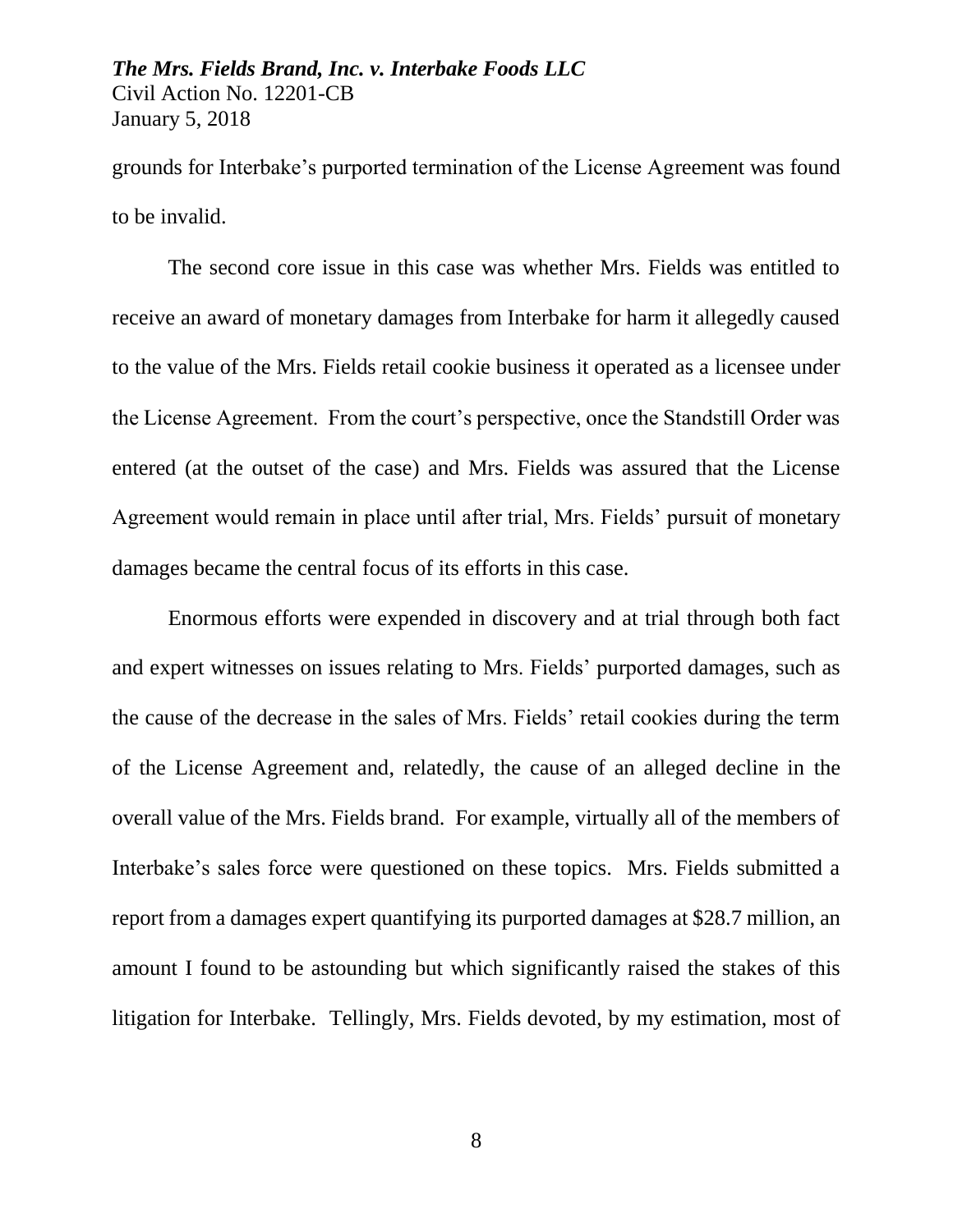grounds for Interbake's purported termination of the License Agreement was found to be invalid.

The second core issue in this case was whether Mrs. Fields was entitled to receive an award of monetary damages from Interbake for harm it allegedly caused to the value of the Mrs. Fields retail cookie business it operated as a licensee under the License Agreement. From the court's perspective, once the Standstill Order was entered (at the outset of the case) and Mrs. Fields was assured that the License Agreement would remain in place until after trial, Mrs. Fields' pursuit of monetary damages became the central focus of its efforts in this case.

Enormous efforts were expended in discovery and at trial through both fact and expert witnesses on issues relating to Mrs. Fields' purported damages, such as the cause of the decrease in the sales of Mrs. Fields' retail cookies during the term of the License Agreement and, relatedly, the cause of an alleged decline in the overall value of the Mrs. Fields brand. For example, virtually all of the members of Interbake's sales force were questioned on these topics. Mrs. Fields submitted a report from a damages expert quantifying its purported damages at $28.7 million, an amount I found to be astounding but which significantly raised the stakes of this litigation for Interbake. Tellingly, Mrs. Fields devoted, by my estimation, most of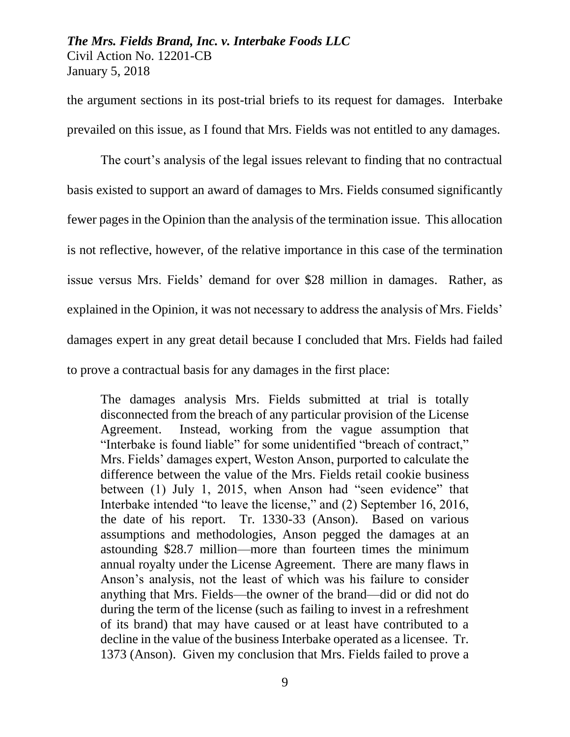the argument sections in its post-trial briefs to its request for damages. Interbake prevailed on this issue, as I found that Mrs. Fields was not entitled to any damages.

The court's analysis of the legal issues relevant to finding that no contractual basis existed to support an award of damages to Mrs. Fields consumed significantly fewer pages in the Opinion than the analysis of the termination issue. This allocation is not reflective, however, of the relative importance in this case of the termination issue versus Mrs. Fields' demand for over $28 million in damages. Rather, as explained in the Opinion, it was not necessary to address the analysis of Mrs. Fields' damages expert in any great detail because I concluded that Mrs. Fields had failed to prove a contractual basis for any damages in the first place:

> The damages analysis Mrs. Fields submitted at trial is totally disconnected from the breach of any particular provision of the License Agreement. Instead, working from the vague assumption that "Interbake is found liable" for some unidentified "breach of contract," Mrs. Fields' damages expert, Weston Anson, purported to calculate the difference between the value of the Mrs. Fields retail cookie business between (1) July 1, 2015, when Anson had "seen evidence" that Interbake intended "to leave the license," and (2) September 16, 2016, the date of his report. Tr. 1330-33 (Anson). Based on various assumptions and methodologies, Anson pegged the damages at an astounding $28.7 million—more than fourteen times the minimum annual royalty under the License Agreement. There are many flaws in Anson's analysis, not the least of which was his failure to consider anything that Mrs. Fields—the owner of the brand—did or did not do during the term of the license (such as failing to invest in a refreshment of its brand) that may have caused or at least have contributed to a decline in the value of the business Interbake operated as a licensee. Tr. 1373 (Anson). Given my conclusion that Mrs. Fields failed to prove a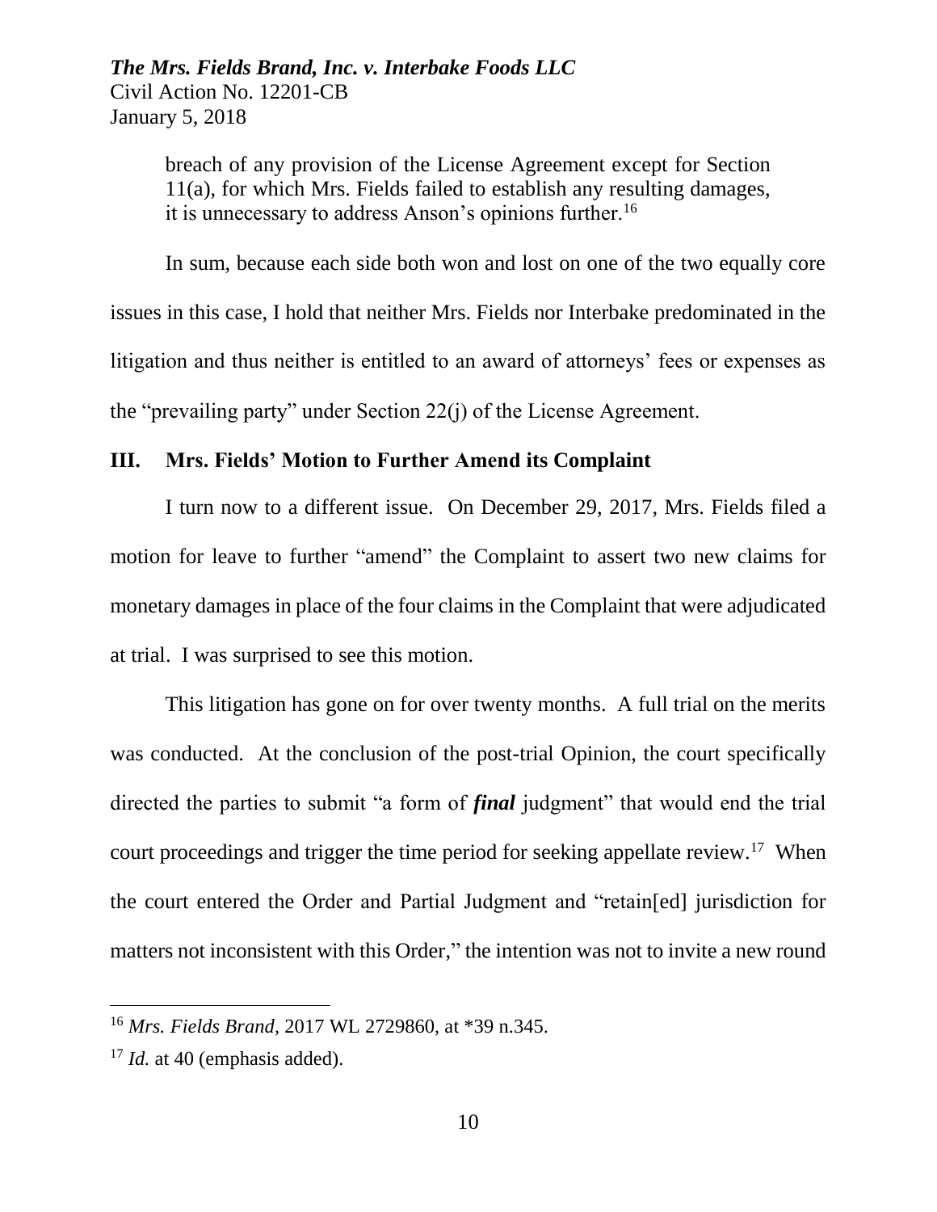breach of any provision of the License Agreement except for Section 11(a), for which Mrs. Fields failed to establish any resulting damages, it is unnecessary to address Anson's opinions further.[16]

In sum, because each side both won and lost on one of the two equally core issues in this case, I hold that neither Mrs. Fields nor Interbake predominated in the litigation and thus neither is entitled to an award of attorneys' fees or expenses as the "prevailing party" under Section 22(j) of the License Agreement.

## III. Mrs. Fields' Motion to Further Amend its Complaint

I turn now to a different issue. On December 29, 2017, Mrs. Fields filed a motion for leave to further "amend" the Complaint to assert two new claims for monetary damages in place of the four claims in the Complaint that were adjudicated at trial. I was surprised to see this motion.

This litigation has gone on for over twenty months. A full trial on the merits was conducted. At the conclusion of the post-trial Opinion, the court specifically directed the parties to submit "a form of ***final*** judgment" that would end the trial court proceedings and trigger the time period for seeking appellate review.[17] When the court entered the Order and Partial Judgment and "retain[ed] jurisdiction for matters not inconsistent with this Order," the intention was not to invite a new round

---

[16] *Mrs. Fields Brand*, 2017 WL 2729860, at *39 n.345.

[17] *Id.* at 40 (emphasis added).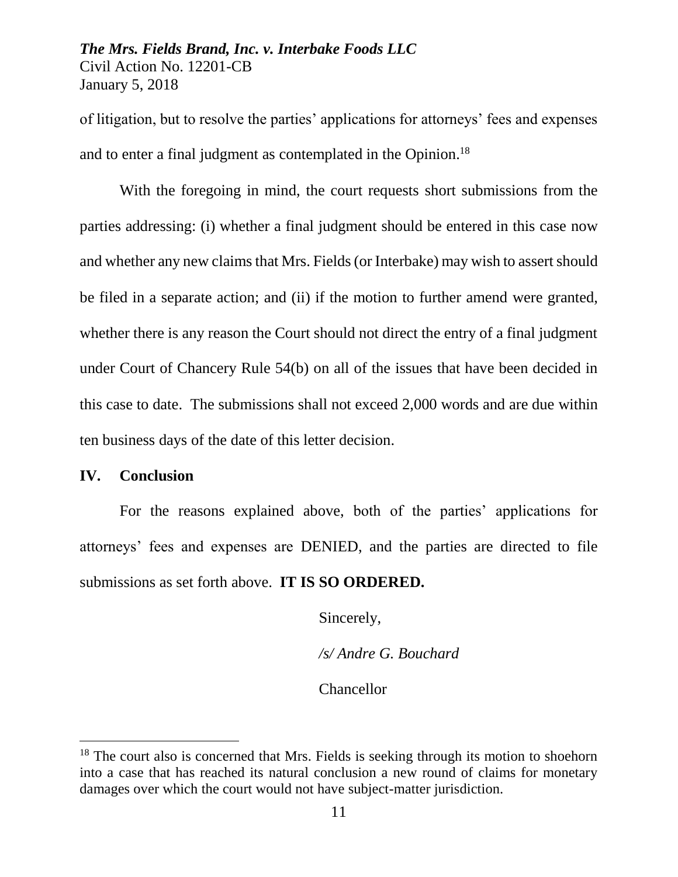of litigation, but to resolve the parties' applications for attorneys' fees and expenses and to enter a final judgment as contemplated in the Opinion.[18]

With the foregoing in mind, the court requests short submissions from the parties addressing: (i) whether a final judgment should be entered in this case now and whether any new claims that Mrs. Fields (or Interbake) may wish to assert should be filed in a separate action; and (ii) if the motion to further amend were granted, whether there is any reason the Court should not direct the entry of a final judgment under Court of Chancery Rule 54(b) on all of the issues that have been decided in this case to date. The submissions shall not exceed 2,000 words and are due within ten business days of the date of this letter decision.

## IV. Conclusion

For the reasons explained above, both of the parties' applications for attorneys' fees and expenses are DENIED, and the parties are directed to file submissions as set forth above. **IT IS SO ORDERED.**

Sincerely,

*/s/ Andre G. Bouchard*

Chancellor

---

[18] The court also is concerned that Mrs. Fields is seeking through its motion to shoehorn into a case that has reached its natural conclusion a new round of claims for monetary damages over which the court would not have subject-matter jurisdiction.